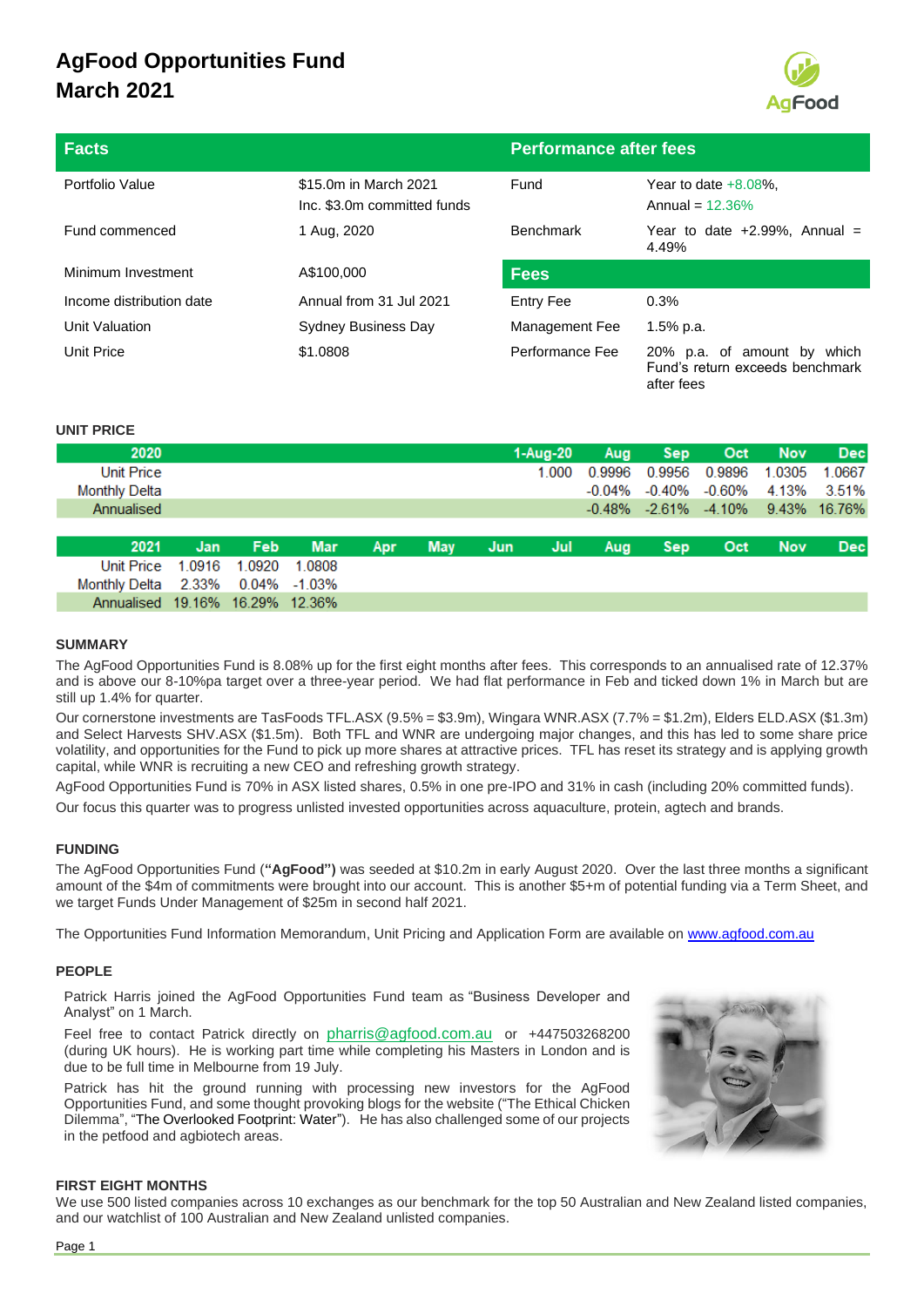# AgFood Opportunities Fund
# March 2021

| Facts | | Performance after fees | |
|---|---|---|---|
| Portfolio Value | $15.0m in March 2021<br>Inc. $3.0m committed funds | Fund | Year to date +8.08%,<br>Annual = 12.36% |
| Fund commenced | 1 Aug, 2020 | Benchmark | Year to date +2.99%, Annual = 4.49% |
| Minimum Investment | A$100,000 | **Fees** | |
| Income distribution date | Annual from 31 Jul 2021 | Entry Fee | 0.3% |
| Unit Valuation | Sydney Business Day | Management Fee | 1.5% p.a. |
| Unit Price | $1.0808 | Performance Fee | 20% p.a. of amount by which Fund's return exceeds benchmark after fees |

## UNIT PRICE

| 2020 | 1-Aug-20 | Aug | Sep | Oct | Nov | Dec |
|---|---|---|---|---|---|---|
| Unit Price | 1.000 | 0.9996 | 0.9956 | 0.9896 | 1.0305 | 1.0667 |
| Monthly Delta | | -0.04% | -0.40% | -0.60% | 4.13% | 3.51% |
| Annualised | | -0.48% | -2.61% | -4.10% | 9.43% | 16.76% |

| 2021 | Jan | Feb | Mar | Apr | May | Jun | Jul | Aug | Sep | Oct | Nov | Dec |
|---|---|---|---|---|---|---|---|---|---|---|---|---|
| Unit Price | 1.0916 | 1.0920 | 1.0808 | | | | | | | | | |
| Monthly Delta | 2.33% | 0.04% | -1.03% | | | | | | | | | |
| Annualised | 19.16% | 16.29% | 12.36% | | | | | | | | | |

## SUMMARY

The AgFood Opportunities Fund is 8.08% up for the first eight months after fees. This corresponds to an annualised rate of 12.37% and is above our 8-10%pa target over a three-year period. We had flat performance in Feb and ticked down 1% in March but are still up 1.4% for quarter.

Our cornerstone investments are TasFoods TFL.ASX (9.5% = $3.9m), Wingara WNR.ASX (7.7% = $1.2m), Elders ELD.ASX ($1.3m) and Select Harvests SHV.ASX ($1.5m). Both TFL and WNR are undergoing major changes, and this has led to some share price volatility, and opportunities for the Fund to pick up more shares at attractive prices. TFL has reset its strategy and is applying growth capital, while WNR is recruiting a new CEO and refreshing growth strategy.

AgFood Opportunities Fund is 70% in ASX listed shares, 0.5% in one pre-IPO and 31% in cash (including 20% committed funds).

Our focus this quarter was to progress unlisted invested opportunities across aquaculture, protein, agtech and brands.

## FUNDING

The AgFood Opportunities Fund (**"AgFood")** was seeded at $10.2m in early August 2020. Over the last three months a significant amount of the $4m of commitments were brought into our account. This is another $5+m of potential funding via a Term Sheet, and we target Funds Under Management of $25m in second half 2021.

The Opportunities Fund Information Memorandum, Unit Pricing and Application Form are available on [www.agfood.com.au](www.agfood.com.au)

## PEOPLE

Patrick Harris joined the AgFood Opportunities Fund team as "Business Developer and Analyst" on 1 March.

Feel free to contact Patrick directly on pharris@agfood.com.au or +447503268200 (during UK hours). He is working part time while completing his Masters in London and is due to be full time in Melbourne from 19 July.

Patrick has hit the ground running with processing new investors for the AgFood Opportunities Fund, and some thought provoking blogs for the website ("The Ethical Chicken Dilemma", "The Overlooked Footprint: Water"). He has also challenged some of our projects in the petfood and agbiotech areas.

## FIRST EIGHT MONTHS

We use 500 listed companies across 10 exchanges as our benchmark for the top 50 Australian and New Zealand listed companies, and our watchlist of 100 Australian and New Zealand unlisted companies.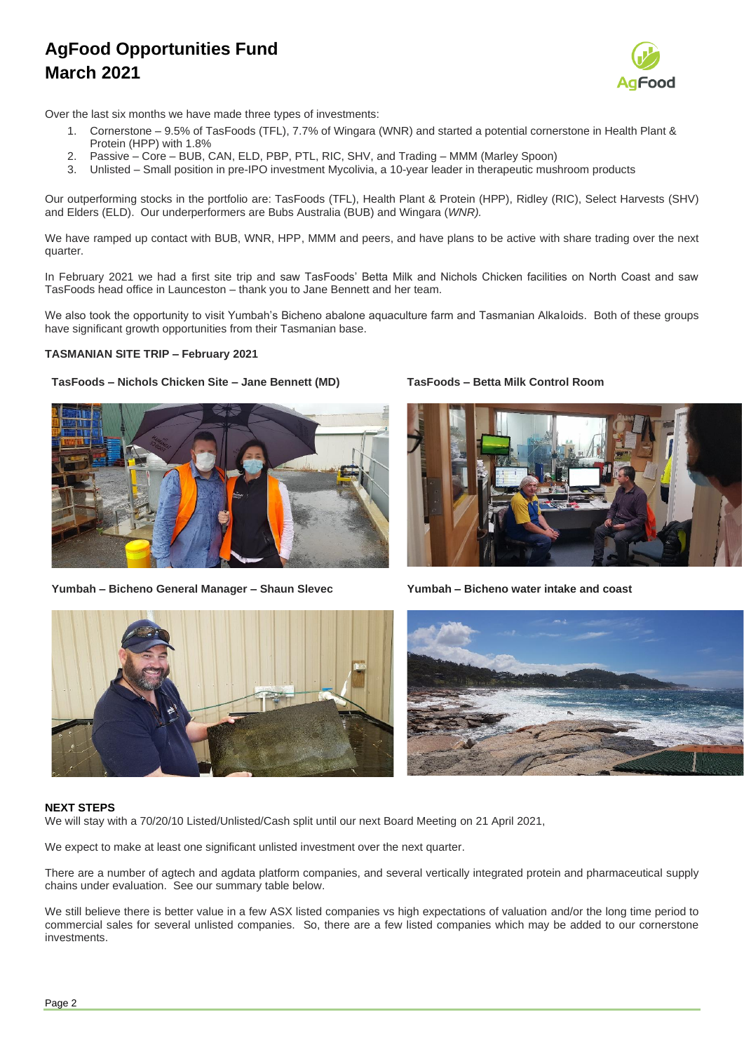# AgFood Opportunities Fund
# March 2021

Over the last six months we have made three types of investments:

1. Cornerstone – 9.5% of TasFoods (TFL), 7.7% of Wingara (WNR) and started a potential cornerstone in Health Plant & Protein (HPP) with 1.8%
2. Passive – Core – BUB, CAN, ELD, PBP, PTL, RIC, SHV, and Trading – MMM (Marley Spoon)
3. Unlisted – Small position in pre-IPO investment Mycolivia, a 10-year leader in therapeutic mushroom products

Our outperforming stocks in the portfolio are: TasFoods (TFL), Health Plant & Protein (HPP), Ridley (RIC), Select Harvests (SHV) and Elders (ELD). Our underperformers are Bubs Australia (BUB) and Wingara (*WNR).*

We have ramped up contact with BUB, WNR, HPP, MMM and peers, and have plans to be active with share trading over the next quarter.

In February 2021 we had a first site trip and saw TasFoods' Betta Milk and Nichols Chicken facilities on North Coast and saw TasFoods head office in Launceston – thank you to Jane Bennett and her team.

We also took the opportunity to visit Yumbah's Bicheno abalone aquaculture farm and Tasmanian Alkaloids. Both of these groups have significant growth opportunities from their Tasmanian base.

**TASMANIAN SITE TRIP – February 2021**

**TasFoods – Nichols Chicken Site – Jane Bennett (MD)**

**TasFoods – Betta Milk Control Room**

**Yumbah – Bicheno General Manager – Shaun Slevec**

**Yumbah – Bicheno water intake and coast**

**NEXT STEPS**

We will stay with a 70/20/10 Listed/Unlisted/Cash split until our next Board Meeting on 21 April 2021,

We expect to make at least one significant unlisted investment over the next quarter.

There are a number of agtech and agdata platform companies, and several vertically integrated protein and pharmaceutical supply chains under evaluation. See our summary table below.

We still believe there is better value in a few ASX listed companies vs high expectations of valuation and/or the long time period to commercial sales for several unlisted companies. So, there are a few listed companies which may be added to our cornerstone investments.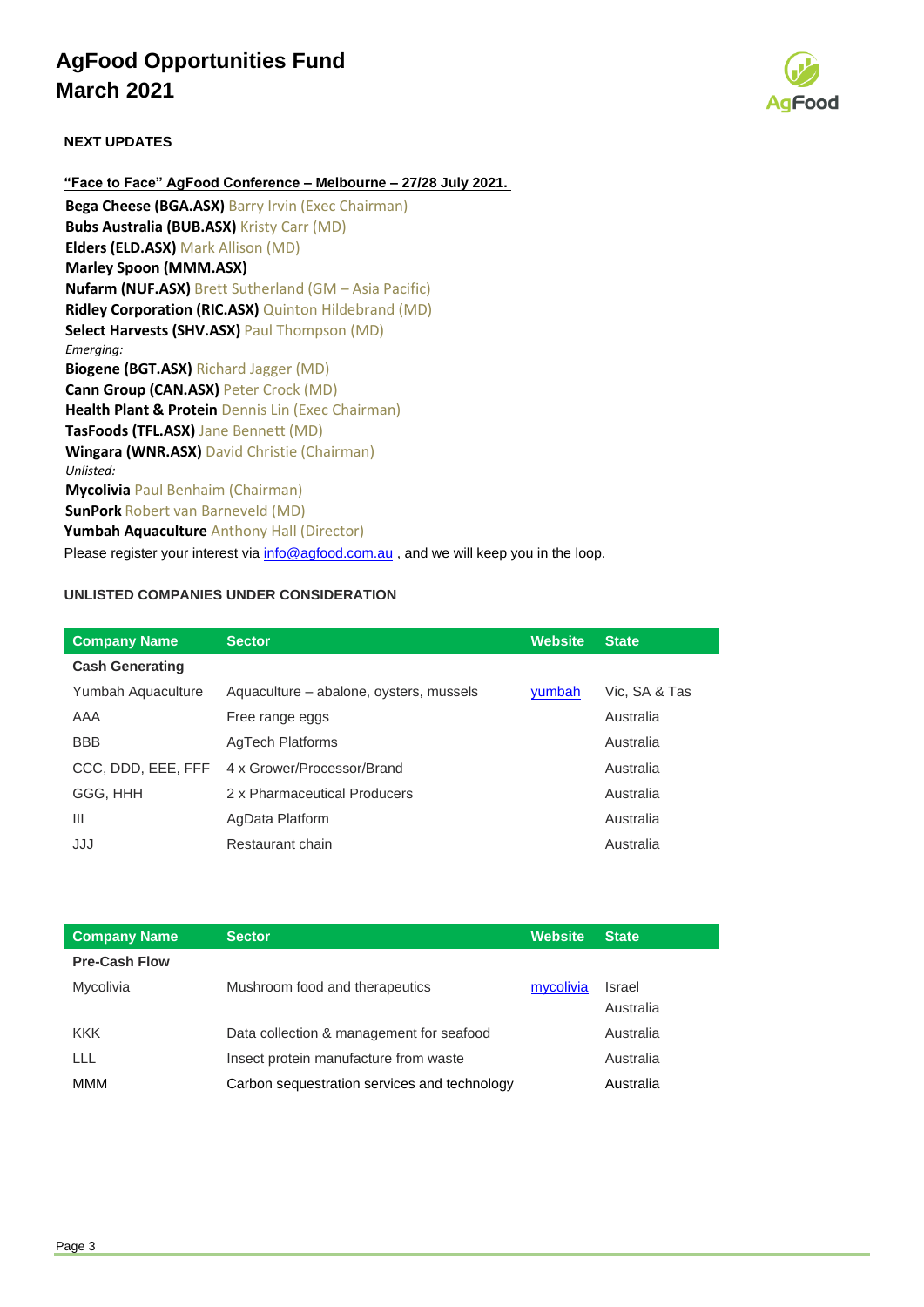# AgFood Opportunities Fund
# March 2021

### NEXT UPDATES

**"Face to Face" AgFood Conference – Melbourne – 27/28 July 2021.**

**Bega Cheese (BGA.ASX)** Barry Irvin (Exec Chairman)
**Bubs Australia (BUB.ASX)** Kristy Carr (MD)
**Elders (ELD.ASX)** Mark Allison (MD)
**Marley Spoon (MMM.ASX)**
**Nufarm (NUF.ASX)** Brett Sutherland (GM – Asia Pacific)
**Ridley Corporation (RIC.ASX)** Quinton Hildebrand (MD)
**Select Harvests (SHV.ASX)** Paul Thompson (MD)
*Emerging:*
**Biogene (BGT.ASX)** Richard Jagger (MD)
**Cann Group (CAN.ASX)** Peter Crock (MD)
**Health Plant & Protein** Dennis Lin (Exec Chairman)
**TasFoods (TFL.ASX)** Jane Bennett (MD)
**Wingara (WNR.ASX)** David Christie (Chairman)
*Unlisted:*
**Mycolivia** Paul Benhaim (Chairman)
**SunPork** Robert van Barneveld (MD)
**Yumbah Aquaculture** Anthony Hall (Director)

Please register your interest via info@agfood.com.au , and we will keep you in the loop.

### UNLISTED COMPANIES UNDER CONSIDERATION

| Company Name | Sector | Website | State |
|---|---|---|---|
| **Cash Generating** | | | |
| Yumbah Aquaculture | Aquaculture – abalone, oysters, mussels | yumbah | Vic, SA & Tas |
| AAA | Free range eggs | | Australia |
| BBB | AgTech Platforms | | Australia |
| CCC, DDD, EEE, FFF | 4 x Grower/Processor/Brand | | Australia |
| GGG, HHH | 2 x Pharmaceutical Producers | | Australia |
| III | AgData Platform | | Australia |
| JJJ | Restaurant chain | | Australia |

| Company Name | Sector | Website | State |
|---|---|---|---|
| **Pre-Cash Flow** | | | |
| Mycolivia | Mushroom food and therapeutics | mycolivia | Israel Australia |
| KKK | Data collection & management for seafood | | Australia |
| LLL | Insect protein manufacture from waste | | Australia |
| MMM | Carbon sequestration services and technology | | Australia |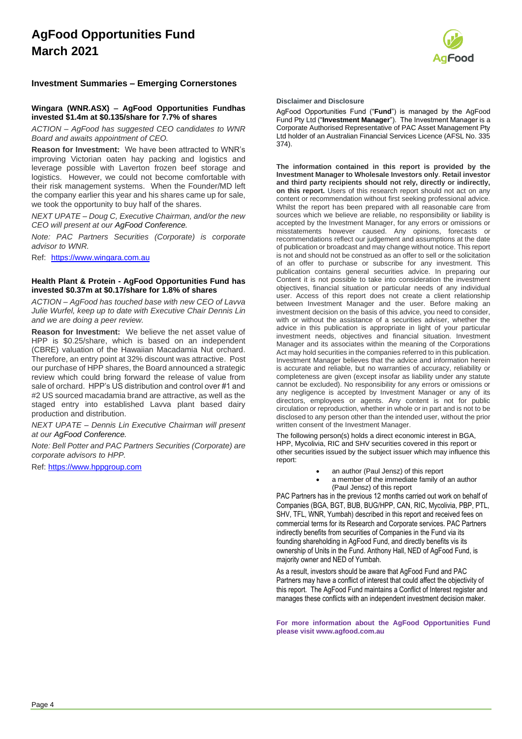# AgFood Opportunities Fund
# March 2021

## Investment Summaries – Emerging Cornerstones

### Wingara (WNR.ASX) – AgFood Opportunities Fundhas invested $1.4m at $0.135/share for 7.7% of shares

*ACTION – AgFood has suggested CEO candidates to WNR Board and awaits appointment of CEO.*

**Reason for Investment:** We have been attracted to WNR's improving Victorian oaten hay packing and logistics and leverage possible with Laverton frozen beef storage and logistics. However, we could not become comfortable with their risk management systems. When the Founder/MD left the company earlier this year and his shares came up for sale, we took the opportunity to buy half of the shares.

*NEXT UPATE – Doug C, Executive Chairman, and/or the new CEO will present at our AgFood Conference.*

*Note: PAC Partners Securities (Corporate) is corporate advisor to WNR.*

Ref: https://www.wingara.com.au

### Health Plant & Protein - AgFood Opportunities Fund has invested $0.37m at $0.17/share for 1.8% of shares

*ACTION – AgFood has touched base with new CEO of Lavva Julie Wurfel, keep up to date with Executive Chair Dennis Lin and we are doing a peer review.*

**Reason for Investment:** We believe the net asset value of HPP is $0.25/share, which is based on an independent (CBRE) valuation of the Hawaiian Macadamia Nut orchard. Therefore, an entry point at 32% discount was attractive. Post our purchase of HPP shares, the Board announced a strategic review which could bring forward the release of value from sale of orchard. HPP's US distribution and control over #1 and #2 US sourced macadamia brand are attractive, as well as the staged entry into established Lavva plant based dairy production and distribution.

*NEXT UPATE – Dennis Lin Executive Chairman will present at our AgFood Conference.*

*Note: Bell Potter and PAC Partners Securities (Corporate) are corporate advisors to HPP.*

Ref: https://www.hppgroup.com

**Disclaimer and Disclosure**

AgFood Opportunities Fund ("**Fund**") is managed by the AgFood Fund Pty Ltd ("**Investment Manager**"). The Investment Manager is a Corporate Authorised Representative of PAC Asset Management Pty Ltd holder of an Australian Financial Services Licence (AFSL No. 335 374).

**The information contained in this report is provided by the Investment Manager to Wholesale Investors only**. **Retail investor and third party recipients should not rely, directly or indirectly, on this report.** Users of this research report should not act on any content or recommendation without first seeking professional advice. Whilst the report has been prepared with all reasonable care from sources which we believe are reliable, no responsibility or liability is accepted by the Investment Manager, for any errors or omissions or misstatements however caused. Any opinions, forecasts or recommendations reflect our judgement and assumptions at the date of publication or broadcast and may change without notice. This report is not and should not be construed as an offer to sell or the solicitation of an offer to purchase or subscribe for any investment. This publication contains general securities advice. In preparing our Content it is not possible to take into consideration the investment objectives, financial situation or particular needs of any individual user. Access of this report does not create a client relationship between Investment Manager and the user. Before making an investment decision on the basis of this advice, you need to consider, with or without the assistance of a securities adviser, whether the advice in this publication is appropriate in light of your particular investment needs, objectives and financial situation. Investment Manager and its associates within the meaning of the Corporations Act may hold securities in the companies referred to in this publication. Investment Manager believes that the advice and information herein is accurate and reliable, but no warranties of accuracy, reliability or completeness are given (except insofar as liability under any statute cannot be excluded). No responsibility for any errors or omissions or any negligence is accepted by Investment Manager or any of its directors, employees or agents. Any content is not for public circulation or reproduction, whether in whole or in part and is not to be disclosed to any person other than the intended user, without the prior written consent of the Investment Manager.

The following person(s) holds a direct economic interest in BGA, HPP, Mycolivia, RIC and SHV securities covered in this report or other securities issued by the subject issuer which may influence this report:

- an author (Paul Jensz) of this report
- a member of the immediate family of an author (Paul Jensz) of this report

PAC Partners has in the previous 12 months carried out work on behalf of Companies (BGA, BGT, BUB, BUG/HPP, CAN, RIC, Mycolivia, PBP, PTL, SHV, TFL, WNR, Yumbah) described in this report and received fees on commercial terms for its Research and Corporate services. PAC Partners indirectly benefits from securities of Companies in the Fund via its founding shareholding in AgFood Fund, and directly benefits vis its ownership of Units in the Fund. Anthony Hall, NED of AgFood Fund, is majority owner and NED of Yumbah.

As a result, investors should be aware that AgFood Fund and PAC Partners may have a conflict of interest that could affect the objectivity of this report. The AgFood Fund maintains a Conflict of Interest register and manages these conflicts with an independent investment decision maker.

**For more information about the AgFood Opportunities Fund please visit www.agfood.com.au**